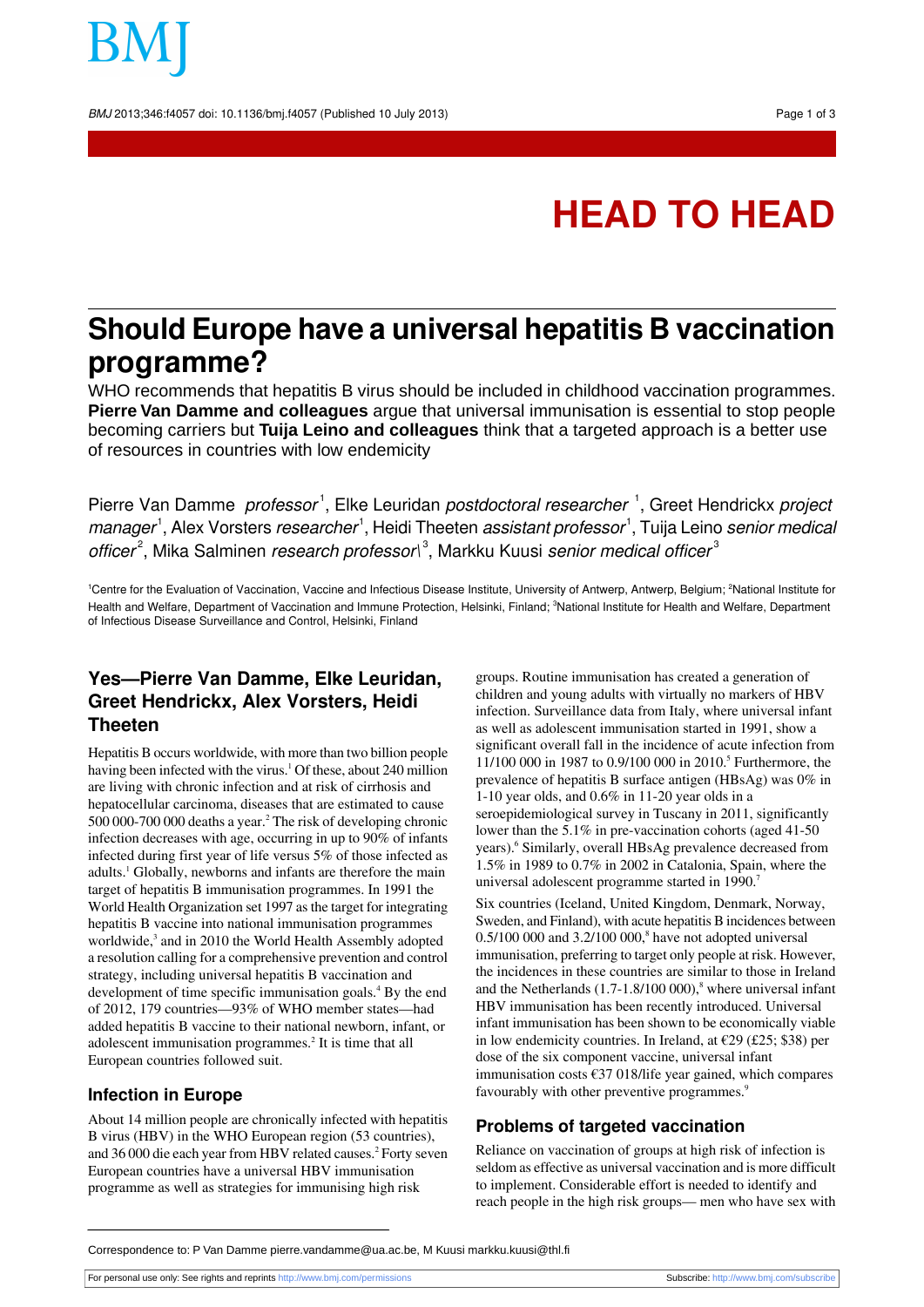# HEAD TO HEAD

# Should Europe have a universal hepatitis B vaccination programme?

WHO recommends that hepatitis B virus should be included in childhood vaccination programmes. **Pierre Van Damme and colleagues** argue that universal immunisation is essential to stop people becoming carriers but **Tuija Leino and colleagues** think that a targeted approach is a better use of resources in countries with low endemicity

Pierre Van Damme *professor*[1], Elke Leuridan *postdoctoral researcher*[1], Greet Hendrickx *project manager*[1], Alex Vorsters *researcher*[1], Heidi Theeten *assistant professor*[1], Tuija Leino *senior medical officer*[2], Mika Salminen *research professor*[3], Markku Kuusi *senior medical officer*[3]

[1]Centre for the Evaluation of Vaccination, Vaccine and Infectious Disease Institute, University of Antwerp, Antwerp, Belgium; [2]National Institute for Health and Welfare, Department of Vaccination and Immune Protection, Helsinki, Finland; [3]National Institute for Health and Welfare, Department of Infectious Disease Surveillance and Control, Helsinki, Finland

## Yes—Pierre Van Damme, Elke Leuridan, Greet Hendrickx, Alex Vorsters, Heidi Theeten

Hepatitis B occurs worldwide, with more than two billion people having been infected with the virus.[1] Of these, about 240 million are living with chronic infection and at risk of cirrhosis and hepatocellular carcinoma, diseases that are estimated to cause 500 000-700 000 deaths a year.[2] The risk of developing chronic infection decreases with age, occurring in up to 90% of infants infected during first year of life versus 5% of those infected as adults.[1] Globally, newborns and infants are therefore the main target of hepatitis B immunisation programmes. In 1991 the World Health Organization set 1997 as the target for integrating hepatitis B vaccine into national immunisation programmes worldwide,[3] and in 2010 the World Health Assembly adopted a resolution calling for a comprehensive prevention and control strategy, including universal hepatitis B vaccination and development of time specific immunisation goals.[4] By the end of 2012, 179 countries—93% of WHO member states—had added hepatitis B vaccine to their national newborn, infant, or adolescent immunisation programmes.[2] It is time that all European countries followed suit.

### Infection in Europe

About 14 million people are chronically infected with hepatitis B virus (HBV) in the WHO European region (53 countries), and 36 000 die each year from HBV related causes.[2] Forty seven European countries have a universal HBV immunisation programme as well as strategies for immunising high risk groups. Routine immunisation has created a generation of children and young adults with virtually no markers of HBV infection. Surveillance data from Italy, where universal infant as well as adolescent immunisation started in 1991, show a significant overall fall in the incidence of acute infection from 11/100 000 in 1987 to 0.9/100 000 in 2010.[5] Furthermore, the prevalence of hepatitis B surface antigen (HBsAg) was 0% in 1-10 year olds, and 0.6% in 11-20 year olds in a seroepidemiological survey in Tuscany in 2011, significantly lower than the 5.1% in pre-vaccination cohorts (aged 41-50 years).[6] Similarly, overall HBsAg prevalence decreased from 1.5% in 1989 to 0.7% in 2002 in Catalonia, Spain, where the universal adolescent programme started in 1990.[7]

Six countries (Iceland, United Kingdom, Denmark, Norway, Sweden, and Finland), with acute hepatitis B incidences between 0.5/100 000 and 3.2/100 000,[8] have not adopted universal immunisation, preferring to target only people at risk. However, the incidences in these countries are similar to those in Ireland and the Netherlands (1.7-1.8/100 000),[8] where universal infant HBV immunisation has been recently introduced. Universal infant immunisation has been shown to be economically viable in low endemicity countries. In Ireland, at €29 (£25; $38) per dose of the six component vaccine, universal infant immunisation costs €37 018/life year gained, which compares favourably with other preventive programmes.[9]

### Problems of targeted vaccination

Reliance on vaccination of groups at high risk of infection is seldom as effective as universal vaccination and is more difficult to implement. Considerable effort is needed to identify and reach people in the high risk groups— men who have sex with

Correspondence to: P Van Damme pierre.vandamme@ua.ac.be, M Kuusi markku.kuusi@thl.fi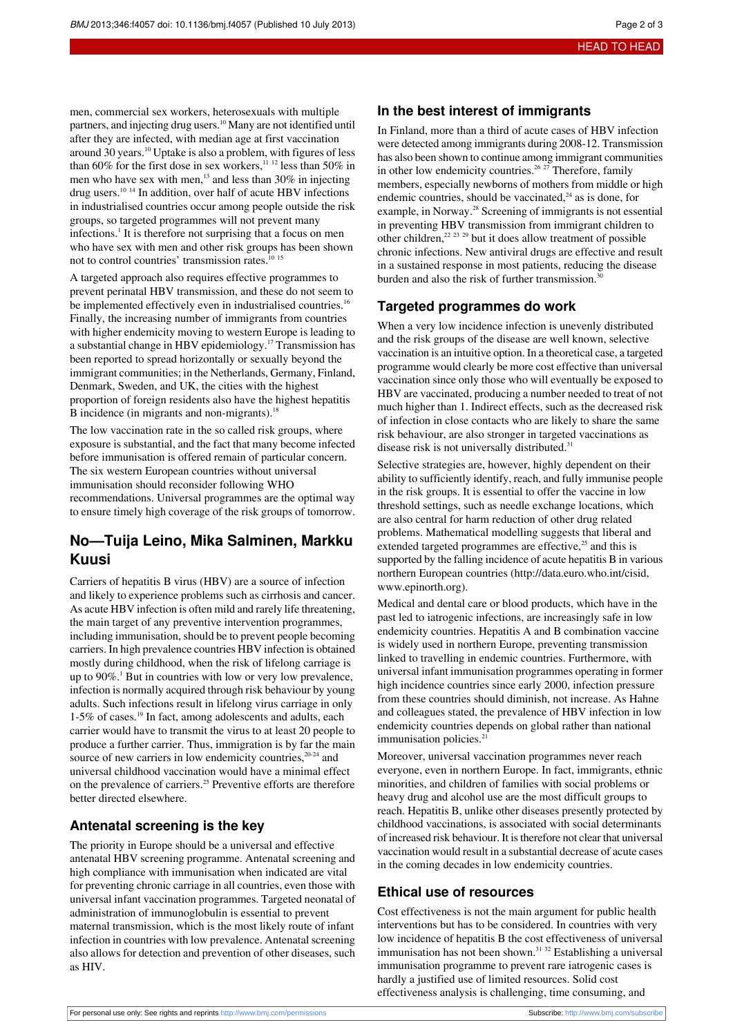men, commercial sex workers, heterosexuals with multiple partners, and injecting drug users.[10] Many are not identified until after they are infected, with median age at first vaccination around 30 years.[10] Uptake is also a problem, with figures of less than 60% for the first dose in sex workers,[11 12] less than 50% in men who have sex with men,[13] and less than 30% in injecting drug users.[10 14] In addition, over half of acute HBV infections in industrialised countries occur among people outside the risk groups, so targeted programmes will not prevent many infections.[1] It is therefore not surprising that a focus on men who have sex with men and other risk groups has been shown not to control countries' transmission rates.[10 15]

A targeted approach also requires effective programmes to prevent perinatal HBV transmission, and these do not seem to be implemented effectively even in industrialised countries.[16] Finally, the increasing number of immigrants from countries with higher endemicity moving to western Europe is leading to a substantial change in HBV epidemiology.[17] Transmission has been reported to spread horizontally or sexually beyond the immigrant communities; in the Netherlands, Germany, Finland, Denmark, Sweden, and UK, the cities with the highest proportion of foreign residents also have the highest hepatitis B incidence (in migrants and non-migrants).[18]

The low vaccination rate in the so called risk groups, where exposure is substantial, and the fact that many become infected before immunisation is offered remain of particular concern. The six western European countries without universal immunisation should reconsider following WHO recommendations. Universal programmes are the optimal way to ensure timely high coverage of the risk groups of tomorrow.

## No—Tuija Leino, Mika Salminen, Markku Kuusi

Carriers of hepatitis B virus (HBV) are a source of infection and likely to experience problems such as cirrhosis and cancer. As acute HBV infection is often mild and rarely life threatening, the main target of any preventive intervention programmes, including immunisation, should be to prevent people becoming carriers. In high prevalence countries HBV infection is obtained mostly during childhood, when the risk of lifelong carriage is up to 90%.[1] But in countries with low or very low prevalence, infection is normally acquired through risk behaviour by young adults. Such infections result in lifelong virus carriage in only 1-5% of cases.[19] In fact, among adolescents and adults, each carrier would have to transmit the virus to at least 20 people to produce a further carrier. Thus, immigration is by far the main source of new carriers in low endemicity countries,[20-24] and universal childhood vaccination would have a minimal effect on the prevalence of carriers.[25] Preventive efforts are therefore better directed elsewhere.

### Antenatal screening is the key

The priority in Europe should be a universal and effective antenatal HBV screening programme. Antenatal screening and high compliance with immunisation when indicated are vital for preventing chronic carriage in all countries, even those with universal infant vaccination programmes. Targeted neonatal of administration of immunoglobulin is essential to prevent maternal transmission, which is the most likely route of infant infection in countries with low prevalence. Antenatal screening also allows for detection and prevention of other diseases, such as HIV.

### In the best interest of immigrants

In Finland, more than a third of acute cases of HBV infection were detected among immigrants during 2008-12. Transmission has also been shown to continue among immigrant communities in other low endemicity countries.[26 27] Therefore, family members, especially newborns of mothers from middle or high endemic countries, should be vaccinated,[24] as is done, for example, in Norway.[28] Screening of immigrants is not essential in preventing HBV transmission from immigrant children to other children,[22 23 29] but it does allow treatment of possible chronic infections. New antiviral drugs are effective and result in a sustained response in most patients, reducing the disease burden and also the risk of further transmission.[30]

### Targeted programmes do work

When a very low incidence infection is unevenly distributed and the risk groups of the disease are well known, selective vaccination is an intuitive option. In a theoretical case, a targeted programme would clearly be more cost effective than universal vaccination since only those who will eventually be exposed to HBV are vaccinated, producing a number needed to treat of not much higher than 1. Indirect effects, such as the decreased risk of infection in close contacts who are likely to share the same risk behaviour, are also stronger in targeted vaccinations as disease risk is not universally distributed.[31]

Selective strategies are, however, highly dependent on their ability to sufficiently identify, reach, and fully immunise people in the risk groups. It is essential to offer the vaccine in low threshold settings, such as needle exchange locations, which are also central for harm reduction of other drug related problems. Mathematical modelling suggests that liberal and extended targeted programmes are effective,[25] and this is supported by the falling incidence of acute hepatitis B in various northern European countries (http://data.euro.who.int/cisid, www.epinorth.org).

Medical and dental care or blood products, which have in the past led to iatrogenic infections, are increasingly safe in low endemicity countries. Hepatitis A and B combination vaccine is widely used in northern Europe, preventing transmission linked to travelling in endemic countries. Furthermore, with universal infant immunisation programmes operating in former high incidence countries since early 2000, infection pressure from these countries should diminish, not increase. As Hahne and colleagues stated, the prevalence of HBV infection in low endemicity countries depends on global rather than national immunisation policies.[21]

Moreover, universal vaccination programmes never reach everyone, even in northern Europe. In fact, immigrants, ethnic minorities, and children of families with social problems or heavy drug and alcohol use are the most difficult groups to reach. Hepatitis B, unlike other diseases presently protected by childhood vaccinations, is associated with social determinants of increased risk behaviour. It is therefore not clear that universal vaccination would result in a substantial decrease of acute cases in the coming decades in low endemicity countries.

### Ethical use of resources

Cost effectiveness is not the main argument for public health interventions but has to be considered. In countries with very low incidence of hepatitis B the cost effectiveness of universal immunisation has not been shown.[31 32] Establishing a universal immunisation programme to prevent rare iatrogenic cases is hardly a justified use of limited resources. Solid cost effectiveness analysis is challenging, time consuming, and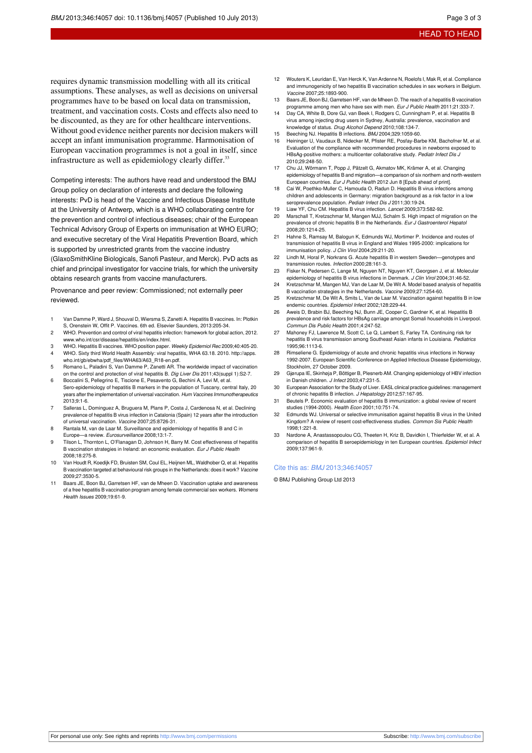requires dynamic transmission modelling with all its critical assumptions. These analyses, as well as decisions on universal programmes have to be based on local data on transmission, treatment, and vaccination costs. Costs and effects also need to be discounted, as they are for other healthcare interventions. Without good evidence neither parents nor decision makers will accept an infant immunisation programme. Harmonisation of European vaccination programmes is not a goal in itself, since infrastructure as well as epidemiology clearly differ.[33]

Competing interests: The authors have read and understood the BMJ Group policy on declaration of interests and declare the following interests: PvD is head of the Vaccine and Infectious Disease Institute at the University of Antwerp, which is a WHO collaborating centre for the prevention and control of infectious diseases; chair of the European Technical Advisory Group of Experts on immunisation at WHO EURO; and executive secretary of the Viral Hepatitis Prevention Board, which is supported by unrestricted grants from the vaccine industry (GlaxoSmithKline Biologicals, Sanofi Pasteur, and Merck). PvD acts as chief and principal investigator for vaccine trials, for which the university obtains research grants from vaccine manufacturers.

Provenance and peer review: Commissioned; not externally peer reviewed.

1. Van Damme P, Ward J, Shouval D, Wiersma S, Zanetti A. Hepatitis B vaccines. In: Plotkin S, Orenstein W, Offit P. Vaccines. 6th ed. Elsevier Saunders, 2013:205-34.
2. WHO. Prevention and control of viral hepatitis infection: framework for global action, 2012. www.who.int/csr/disease/hepatitis/en/index.html.
3. WHO. Hepatitis B vaccines. WHO position paper. *Weekly Epidemiol Rec* 2009;40:405-20.
4. WHO. Sixty third World Health Assembly: viral hepatitis, WHA 63.18. 2010. http://apps.who.int/gb/ebwha/pdf_files/WHA63/A63_R18-en.pdf.
5. Romano L, Paladini S, Van Damme P, Zanetti AR. The worldwide impact of vaccination on the control and protection of viral hepatitis B. *Dig Liver Dis* 2011;43(suppl 1):S2-7.
6. Boccalini S, Pellegrino E, Tiscione E, Pesavento G, Bechini A, Levi M, et al. Sero-epidemiology of hepatitis B markers in the population of Tuscany, central Italy, 20 years after the implementation of universal vaccination. *Hum Vaccines Immunotherapeutics* 2013;9:1-6.
7. Salleras L, Dominguez A, Bruguera M, Plans P, Costa J, Cardenosa N, et al. Declining prevalence of hepatitis B virus infection in Catalonia (Spain) 12 years after the introduction of universal vaccination. *Vaccine* 2007;25:8726-31.
8. Rantala M, van de Laar M. Surveillance and epidemiology of hepatitis B and C in Europe—a review. *Eurosurveillance* 2008;13:1-7.
9. Tilson L, Thornton L, O'Flanagan D, Johnson H, Barry M. Cost effectiveness of hepatitis B vaccination strategies in Ireland: an economic evaluation. *Eur J Public Health* 2008;18:275-8.
10. Van Houdt R, Koedijk FD, Bruisten SM, Coul EL, Heijnen ML, Waldhober Q, et al. Hepatitis B vaccination targeted at behavioural risk groups in the Netherlands: does it work? *Vaccine* 2009;27:3530-5.
11. Baars JE, Boon BJ, Garretsen HF, van de Mheen D. Vaccination uptake and awareness of a free hepatitis B vaccination program among female commercial sex workers. *Womens Health Issues* 2009;19:61-9.
12. Wouters K, Leuridan E, Van Herck K, Van Ardenne N, Roelofs I, Mak R, et al. Compliance and immunogenicity of two hepatitis B vaccination schedules in sex workers in Belgium. *Vaccine* 2007;25:1893-900.
13. Baars JE, Boon BJ, Garretsen HF, van de Mheen D. The reach of a hepatitis B vaccination programme among men who have sex with men. *Eur J Public Health* 2011;21:333-7.
14. Day CA, White B, Dore GJ, van Beek I, Rodgers C, Cunningham P, et al. Hepatitis B virus among injecting drug users in Sydney, Australia: prevalence, vaccination and knowledge of status. *Drug Alcohol Depend* 2010;108:134-7.
15. Beeching NJ. Hepatitis B infections. *BMJ* 2004;329:1059-60.
16. Heininger U, Vaudaux B, Nidecker M, Pfister RE, Posfay-Barbe KM, Bachofner M, et al. Evaluation of the compliance with recommended procedures in newborns exposed to HBsAg-positive mothers: a multicenter collaborative study. *Pediatr Infect Dis J* 2010;29:248-50.
17. Chu JJ, Wörmann T, Popp J, Pätzelt G, Akmatov MK, Krämer A, et al. Changing epidemiology of hepatitis B and migration—a comparison of six northern and north-western European countries. *Eur J Public Health* 2012 Jun 8 [Epub ahead of print].
18. Cai W, Poethko-Muller C, Hamouda O, Radun D. Hepatitis B virus infections among children and adolescents in Germany: migration background as a risk factor in a low seroprevalence population. *Pediatr Infect Dis J* 2011;30:19-24.
19. Liaw YF, Chu CM. Hepatitis B virus infection. *Lancet* 2009;373:582-92.
20. Marschall T, Kretzschmar M, Mangen MJJ, Schalm S. High impact of migration on the prevalence of chronic hepatitis B in the Netherlands. *Eur J Gastroenterol Hepatol* 2008;20:1214-25.
21. Hahne S, Ramsay M, Balogun K, Edmunds WJ, Mortimer P. Incidence and routes of transmission of hepatitis B virus in England and Wales 1995-2000: implications for immunisation policy. *J Clin Virol* 2004;29:211-20.
22. Lindh M, Horal P, Norkrans G. Acute hepatitis B in western Sweden—genotypes and transmission routes. *Infection* 2000;28:161-3.
23. Fisker N, Pedersen C, Lange M, Nguyen NT, Nguyen KT, Georgsen J, et al. Molecular epidemiology of hepatitis B virus infections in Denmark. *J Clin Virol* 2004;31:46-52.
24. Kretzschmar M, Mangen MJ, Van de Laar M, De Wit A. Model based analysis of hepatitis B vaccination strategies in the Netherlands. *Vaccine* 2009;27:1254-60.
25. Kretzschmar M, De Wit A, Smits L, Van de Laar M. Vaccination against hepatitis B in low endemic countries. *Epidemiol Infect* 2002;128:229-44.
26. Aweis D, Brabin BJ, Beeching NJ, Bunn JE, Cooper C, Gardner K, et al. Hepatitis B prevalence and risk factors for HBsAg carriage amongst Somali households in Liverpool. *Commun Dis Public Health* 2001;4:247-52.
27. Mahoney FJ, Lawrence M, Scott C, Le Q, Lambert S, Farley TA. Continuing risk for hepatitis B virus transmission among Southeast Asian infants in Louisiana. *Pediatrics* 1995;96:1113-6.
28. Rimseliene G. Epidemiology of acute and chronic hepatitis virus infections in Norway 1992-2007. European Scientific Conference on Applied Infectious Disease Epidemiology, Stockholm, 27 October 2009.
29. Gjørupa IE, Skinhøja P, Böttiger B, Plesnerb AM. Changing epidemiology of HBV infection in Danish children. *J Infect* 2003;47:231-5.
30. European Association for the Study of Liver. EASL clinical practice guidelines: management of chronic hepatitis B infection. *J Hepatology* 2012;57:167-95.
31. Beutels P. Economic evaluation of hepatitis B immunization: a global review of recent studies (1994-2000). *Health Econ* 2001;10:751-74.
32. Edmunds WJ. Universal or selective immunisation against hepatitis B virus in the United Kingdom? A review of resent cost-effectiveness studies. *Commun Dis Public Health* 1998;1:221-8.
33. Nardone A, Anastassopoulou CG, Theeten H, Kriz B, Davidkin I, Thierfelder W, et al. A comparison of hepatitis B seroepidemiology in ten European countries. *Epidemiol Infect* 2009;137:961-9.

Cite this as: *BMJ* 2013;346:f4057

© BMJ Publishing Group Ltd 2013